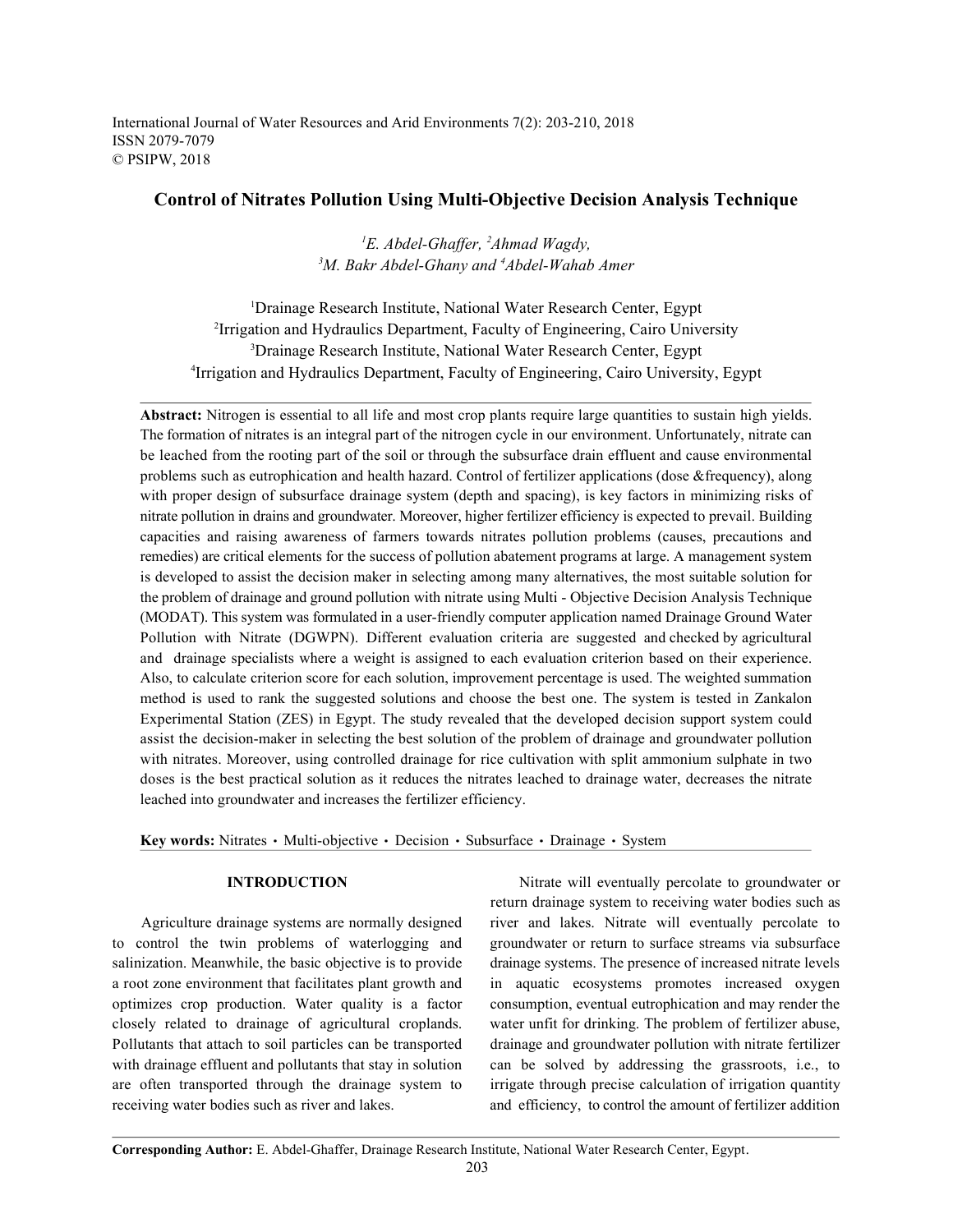# Control of Nitrates Pollution Using Multi-Objective Decision Analysis Technique

*[1]E. Abdel-Ghaffer, [2]Ahmad Wagdy,*
*[3]M. Bakr Abdel-Ghany and [4]Abdel-Wahab Amer*

[1]Drainage Research Institute, National Water Research Center, Egypt
[2]Irrigation and Hydraulics Department, Faculty of Engineering, Cairo University
[3]Drainage Research Institute, National Water Research Center, Egypt
[4]Irrigation and Hydraulics Department, Faculty of Engineering, Cairo University, Egypt

**Abstract:** Nitrogen is essential to all life and most crop plants require large quantities to sustain high yields. The formation of nitrates is an integral part of the nitrogen cycle in our environment. Unfortunately, nitrate can be leached from the rooting part of the soil or through the subsurface drain effluent and cause environmental problems such as eutrophication and health hazard. Control of fertilizer applications (dose &frequency), along with proper design of subsurface drainage system (depth and spacing), is key factors in minimizing risks of nitrate pollution in drains and groundwater. Moreover, higher fertilizer efficiency is expected to prevail. Building capacities and raising awareness of farmers towards nitrates pollution problems (causes, precautions and remedies) are critical elements for the success of pollution abatement programs at large. A management system is developed to assist the decision maker in selecting among many alternatives, the most suitable solution for the problem of drainage and ground pollution with nitrate using Multi - Objective Decision Analysis Technique (MODAT). This system was formulated in a user-friendly computer application named Drainage Ground Water Pollution with Nitrate (DGWPN). Different evaluation criteria are suggested and checked by agricultural and drainage specialists where a weight is assigned to each evaluation criterion based on their experience. Also, to calculate criterion score for each solution, improvement percentage is used. The weighted summation method is used to rank the suggested solutions and choose the best one. The system is tested in Zankalon Experimental Station (ZES) in Egypt. The study revealed that the developed decision support system could assist the decision-maker in selecting the best solution of the problem of drainage and groundwater pollution with nitrates. Moreover, using controlled drainage for rice cultivation with split ammonium sulphate in two doses is the best practical solution as it reduces the nitrates leached to drainage water, decreases the nitrate leached into groundwater and increases the fertilizer efficiency.

**Key words:** Nitrates · Multi-objective · Decision · Subsurface · Drainage · System

## INTRODUCTION

Agriculture drainage systems are normally designed to control the twin problems of waterlogging and salinization. Meanwhile, the basic objective is to provide a root zone environment that facilitates plant growth and optimizes crop production. Water quality is a factor closely related to drainage of agricultural croplands. Pollutants that attach to soil particles can be transported with drainage effluent and pollutants that stay in solution are often transported through the drainage system to receiving water bodies such as river and lakes.

Nitrate will eventually percolate to groundwater or return drainage system to receiving water bodies such as river and lakes. Nitrate will eventually percolate to groundwater or return to surface streams via subsurface drainage systems. The presence of increased nitrate levels in aquatic ecosystems promotes increased oxygen consumption, eventual eutrophication and may render the water unfit for drinking. The problem of fertilizer abuse, drainage and groundwater pollution with nitrate fertilizer can be solved by addressing the grassroots, i.e., to irrigate through precise calculation of irrigation quantity and efficiency, to control the amount of fertilizer addition

**Corresponding Author:** E. Abdel-Ghaffer, Drainage Research Institute, National Water Research Center, Egypt.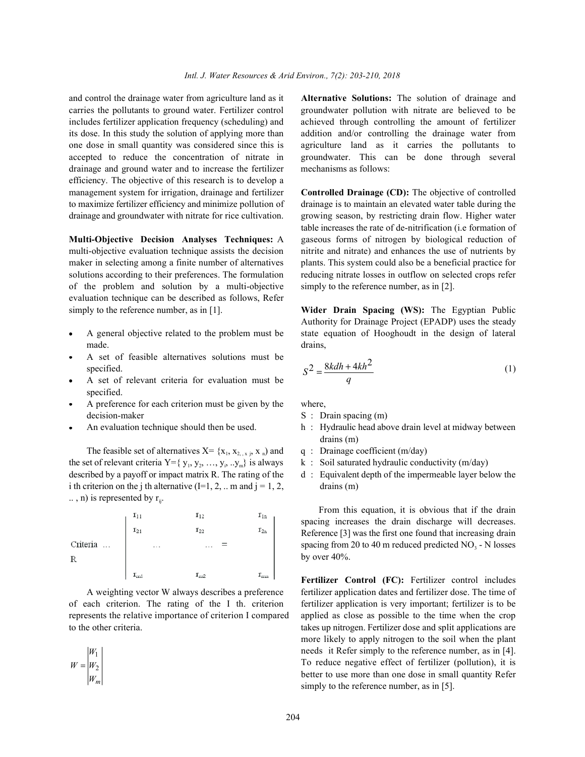and control the drainage water from agriculture land as it carries the pollutants to ground water. Fertilizer control includes fertilizer application frequency (scheduling) and its dose. In this study the solution of applying more than one dose in small quantity was considered since this is accepted to reduce the concentration of nitrate in drainage and ground water and to increase the fertilizer efficiency. The objective of this research is to develop a management system for irrigation, drainage and fertilizer to maximize fertilizer efficiency and minimize pollution of drainage and groundwater with nitrate for rice cultivation.

**Multi-Objective Decision Analyses Techniques:** A multi-objective evaluation technique assists the decision maker in selecting among a finite number of alternatives solutions according to their preferences. The formulation of the problem and solution by a multi-objective evaluation technique can be described as follows, Refer simply to the reference number, as in [1].

- A general objective related to the problem must be made.
- A set of feasible alternatives solutions must be specified.
- A set of relevant criteria for evaluation must be specified.
- A preference for each criterion must be given by the decision-maker
- An evaluation technique should then be used.

The feasible set of alternatives X= $\{x_1, x_{2,}, x_j, x_n\}$ and the set of relevant criteria Y=$\{y_1, y_2, \ldots, y_i, \ldots y_m\}$ is always described by a payoff or impact matrix R. The rating of the i th criterion on the j th alternative (I=1, 2, .. m and j = 1, 2, .. , n) is represented by $r_{ij}$.

$$
\text{Criteria} \ldots \quad R \quad \begin{vmatrix} r_{11} & r_{12} & r_{1n} \\ r_{21} & r_{22} & r_{2n} \\ \ldots & \ldots = & \\ r_{m1} & r_{m2} & r_{mn} \end{vmatrix}
$$

A weighting vector W always describes a preference of each criterion. The rating of the I th. criterion represents the relative importance of criterion I compared to the other criteria.

$$
W = \begin{vmatrix} W_1 \\ W_2 \\ W_m \end{vmatrix}
$$

**Alternative Solutions:** The solution of drainage and groundwater pollution with nitrate are believed to be achieved through controlling the amount of fertilizer addition and/or controlling the drainage water from agriculture land as it carries the pollutants to groundwater. This can be done through several mechanisms as follows:

**Controlled Drainage (CD):** The objective of controlled drainage is to maintain an elevated water table during the growing season, by restricting drain flow. Higher water table increases the rate of de-nitrification (i.e formation of gaseous forms of nitrogen by biological reduction of nitrite and nitrate) and enhances the use of nutrients by plants. This system could also be a beneficial practice for reducing nitrate losses in outflow on selected crops refer simply to the reference number, as in [2].

**Wider Drain Spacing (WS):** The Egyptian Public Authority for Drainage Project (EPADP) uses the steady state equation of Hooghoudt in the design of lateral drains,

$$
S^2 = \frac{8kdh + 4kh^2}{q} \tag{1}
$$

where,

- S : Drain spacing (m)
- h : Hydraulic head above drain level at midway between drains (m)
- q : Drainage coefficient (m/day)
- k : Soil saturated hydraulic conductivity (m/day)
- d : Equivalent depth of the impermeable layer below the drains (m)

From this equation, it is obvious that if the drain spacing increases the drain discharge will decreases. Reference [3] was the first one found that increasing drain spacing from 20 to 40 m reduced predicted $NO_3$ - N losses by over 40%.

**Fertilizer Control (FC):** Fertilizer control includes fertilizer application dates and fertilizer dose. The time of fertilizer application is very important; fertilizer is to be applied as close as possible to the time when the crop takes up nitrogen. Fertilizer dose and split applications are more likely to apply nitrogen to the soil when the plant needs it Refer simply to the reference number, as in [4]. To reduce negative effect of fertilizer (pollution), it is better to use more than one dose in small quantity Refer simply to the reference number, as in [5].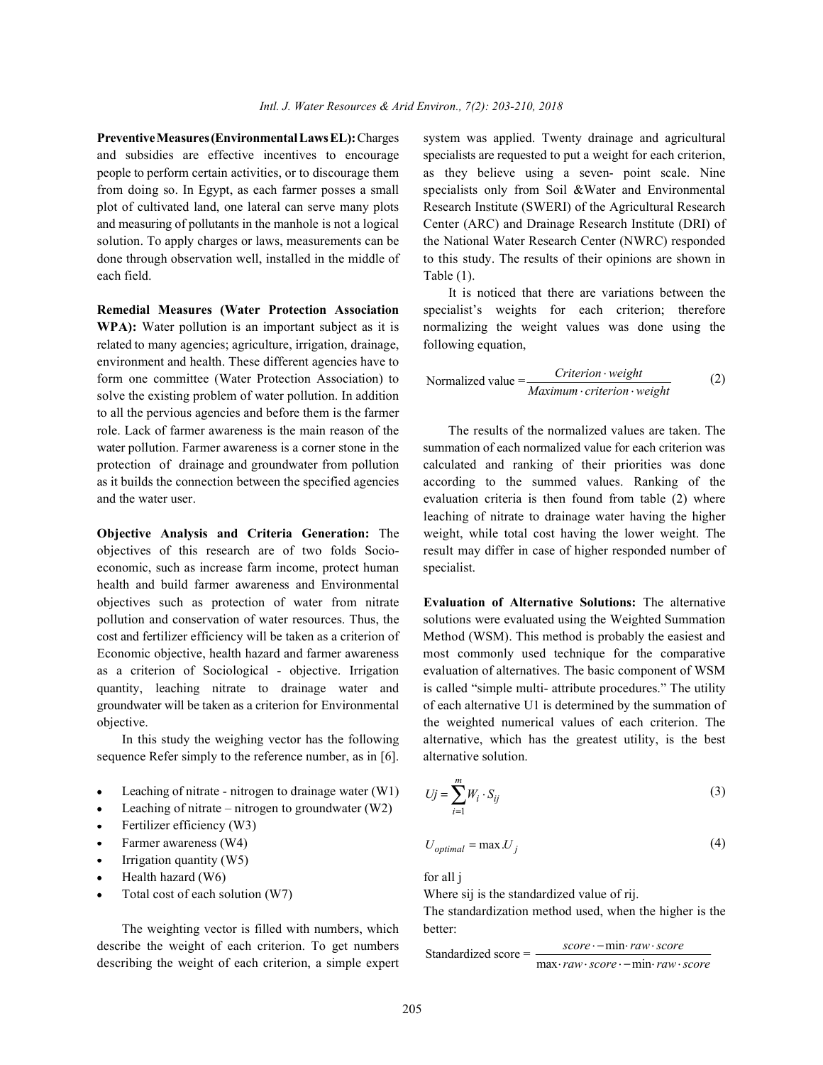**Preventive Measures (Environmental Laws EL):** Charges and subsidies are effective incentives to encourage people to perform certain activities, or to discourage them from doing so. In Egypt, as each farmer posses a small plot of cultivated land, one lateral can serve many plots and measuring of pollutants in the manhole is not a logical solution. To apply charges or laws, measurements can be done through observation well, installed in the middle of each field.

**Remedial Measures (Water Protection Association WPA):** Water pollution is an important subject as it is related to many agencies; agriculture, irrigation, drainage, environment and health. These different agencies have to form one committee (Water Protection Association) to solve the existing problem of water pollution. In addition to all the pervious agencies and before them is the farmer role. Lack of farmer awareness is the main reason of the water pollution. Farmer awareness is a corner stone in the protection of drainage and groundwater from pollution as it builds the connection between the specified agencies and the water user.

**Objective Analysis and Criteria Generation:** The objectives of this research are of two folds Socio-economic, such as increase farm income, protect human health and build farmer awareness and Environmental objectives such as protection of water from nitrate pollution and conservation of water resources. Thus, the cost and fertilizer efficiency will be taken as a criterion of Economic objective, health hazard and farmer awareness as a criterion of Sociological - objective. Irrigation quantity, leaching nitrate to drainage water and groundwater will be taken as a criterion for Environmental objective.

In this study the weighing vector has the following sequence Refer simply to the reference number, as in [6].

- Leaching of nitrate - nitrogen to drainage water (W1)
- Leaching of nitrate – nitrogen to groundwater (W2)
- Fertilizer efficiency (W3)
- Farmer awareness (W4)
- Irrigation quantity (W5)
- Health hazard (W6)
- Total cost of each solution (W7)

The weighting vector is filled with numbers, which describe the weight of each criterion. To get numbers describing the weight of each criterion, a simple expert system was applied. Twenty drainage and agricultural specialists are requested to put a weight for each criterion, as they believe using a seven- point scale. Nine specialists only from Soil &Water and Environmental Research Institute (SWERI) of the Agricultural Research Center (ARC) and Drainage Research Institute (DRI) of the National Water Research Center (NWRC) responded to this study. The results of their opinions are shown in Table (1).

It is noticed that there are variations between the specialist's weights for each criterion; therefore normalizing the weight values was done using the following equation,

$$\text{Normalized value} = \frac{Criterion \cdot weight}{Maximum \cdot criterion \cdot weight} \qquad (2)$$

The results of the normalized values are taken. The summation of each normalized value for each criterion was calculated and ranking of their priorities was done according to the summed values. Ranking of the evaluation criteria is then found from table (2) where leaching of nitrate to drainage water having the higher weight, while total cost having the lower weight. The result may differ in case of higher responded number of specialist.

**Evaluation of Alternative Solutions:** The alternative solutions were evaluated using the Weighted Summation Method (WSM). This method is probably the easiest and most commonly used technique for the comparative evaluation of alternatives. The basic component of WSM is called "simple multi- attribute procedures." The utility of each alternative U1 is determined by the summation of the weighted numerical values of each criterion. The alternative, which has the greatest utility, is the best alternative solution.

$$Uj = \sum_{i=1}^{m} W_i \cdot S_{ij} \qquad (3)$$

$$U_{optimal} = \max . U_j \qquad (4)$$

for all j

Where sij is the standardized value of rij.

The standardization method used, when the higher is the better:

$$\text{Standardized score} = \frac{score \cdot - \min \cdot raw \cdot score}{\max \cdot raw \cdot score \cdot - \min \cdot raw \cdot score}$$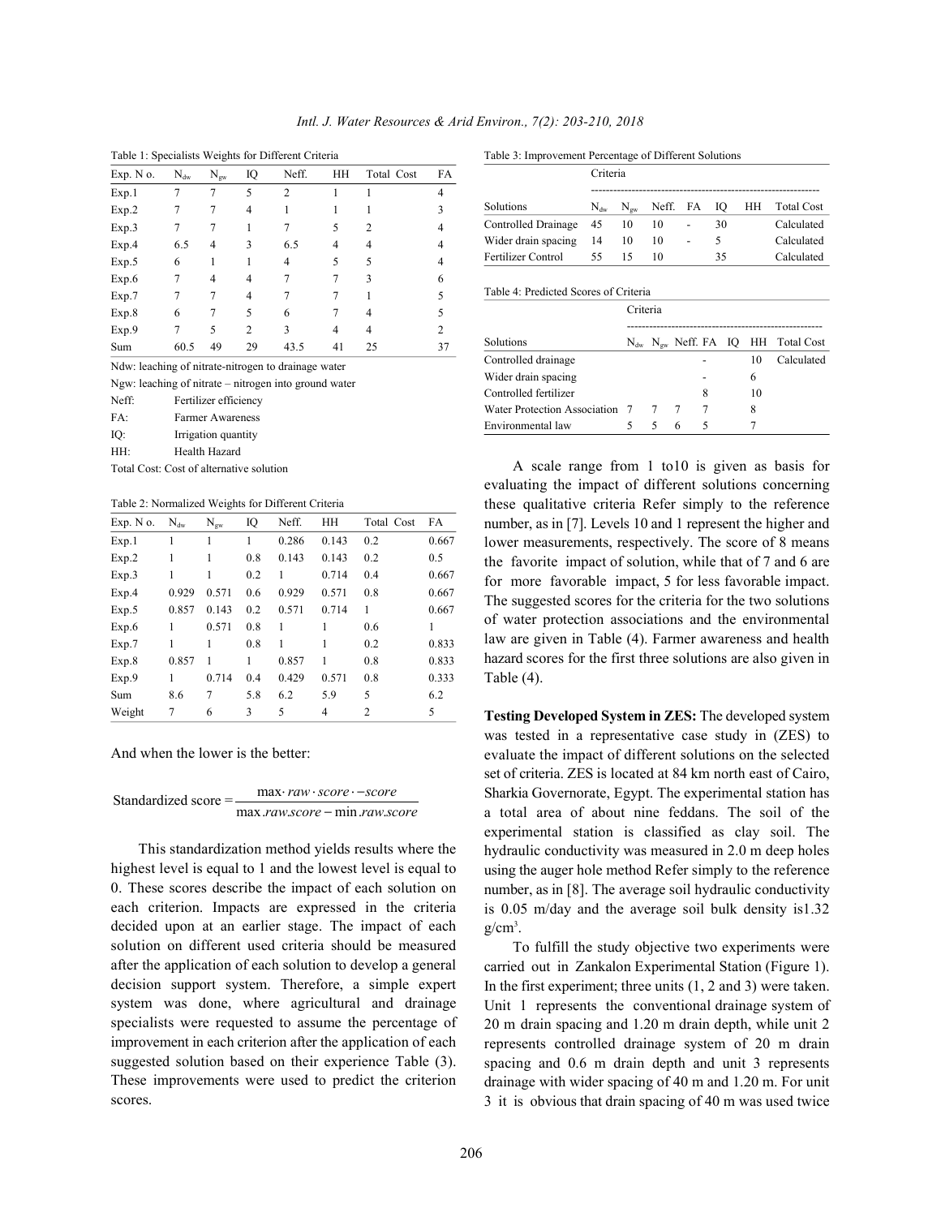Table 1: Specialists Weights for Different Criteria

| Exp. N o. | $N_{dw}$ | $N_{gw}$ | IQ | Neff. | HH | Total Cost | FA |
|---|---|---|---|---|---|---|---|
| Exp.1 | 7 | 7 | 5 | 2 | 1 | 1 | 4 |
| Exp.2 | 7 | 7 | 4 | 1 | 1 | 1 | 3 |
| Exp.3 | 7 | 7 | 1 | 7 | 5 | 2 | 4 |
| Exp.4 | 6.5 | 4 | 3 | 6.5 | 4 | 4 | 4 |
| Exp.5 | 6 | 1 | 1 | 4 | 5 | 5 | 4 |
| Exp.6 | 7 | 4 | 4 | 7 | 7 | 3 | 6 |
| Exp.7 | 7 | 7 | 4 | 7 | 7 | 1 | 5 |
| Exp.8 | 6 | 7 | 5 | 6 | 7 | 4 | 5 |
| Exp.9 | 7 | 5 | 2 | 3 | 4 | 4 | 2 |
| Sum | 60.5 | 49 | 29 | 43.5 | 41 | 25 | 37 |

Ndw: leaching of nitrate-nitrogen to drainage water
Ngw: leaching of nitrate – nitrogen into ground water
Neff: Fertilizer efficiency
FA: Farmer Awareness
IQ: Irrigation quantity
HH: Health Hazard
Total Cost: Cost of alternative solution

Table 2: Normalized Weights for Different Criteria

| Exp. N o. | $N_{dw}$ | $N_{gw}$ | IQ | Neff. | HH | Total Cost | FA |
|---|---|---|---|---|---|---|---|
| Exp.1 | 1 | 1 | 1 | 0.286 | 0.143 | 0.2 | 0.667 |
| Exp.2 | 1 | 1 | 0.8 | 0.143 | 0.143 | 0.2 | 0.5 |
| Exp.3 | 1 | 1 | 0.2 | 1 | 0.714 | 0.4 | 0.667 |
| Exp.4 | 0.929 | 0.571 | 0.6 | 0.929 | 0.571 | 0.8 | 0.667 |
| Exp.5 | 0.857 | 0.143 | 0.2 | 0.571 | 0.714 | 1 | 0.667 |
| Exp.6 | 1 | 0.571 | 0.8 | 1 | 1 | 0.6 | 1 |
| Exp.7 | 1 | 1 | 0.8 | 1 | 1 | 0.2 | 0.833 |
| Exp.8 | 0.857 | 1 | 1 | 0.857 | 1 | 0.8 | 0.833 |
| Exp.9 | 1 | 0.714 | 0.4 | 0.429 | 0.571 | 0.8 | 0.333 |
| Sum | 8.6 | 7 | 5.8 | 6.2 | 5.9 | 5 | 6.2 |
| Weight | 7 | 6 | 3 | 5 | 4 | 2 | 5 |

And when the lower is the better:

$$\text{Standardized score} = \frac{\max \cdot raw \cdot score \cdot - score}{\max .raw.score - \min .raw.score}$$

This standardization method yields results where the highest level is equal to 1 and the lowest level is equal to 0. These scores describe the impact of each solution on each criterion. Impacts are expressed in the criteria decided upon at an earlier stage. The impact of each solution on different used criteria should be measured after the application of each solution to develop a general decision support system. Therefore, a simple expert system was done, where agricultural and drainage specialists were requested to assume the percentage of improvement in each criterion after the application of each suggested solution based on their experience Table (3). These improvements were used to predict the criterion scores.

Table 3: Improvement Percentage of Different Solutions

| | Criteria | | | | | | |
|---|---|---|---|---|---|---|---|
| Solutions | $N_{dw}$ | $N_{gw}$ | Neff. | FA | IQ | HH | Total Cost |
| Controlled Drainage | 45 | 10 | 10 | - | 30 | | Calculated |
| Wider drain spacing | 14 | 10 | 10 | - | 5 | | Calculated |
| Fertilizer Control | 55 | 15 | 10 | | 35 | | Calculated |

Table 4: Predicted Scores of Criteria

| | Criteria | | | | | | |
|---|---|---|---|---|---|---|---|
| Solutions | $N_{dw}$ | $N_{gw}$ | Neff. | FA | IQ | HH | Total Cost |
| Controlled drainage | | | | - | | 10 | Calculated |
| Wider drain spacing | | | | - | | 6 | |
| Controlled fertilizer | | | | 8 | | 10 | |
| Water Protection Association | 7 | 7 | 7 | 7 | | 8 | |
| Environmental law | 5 | 5 | 6 | 5 | | 7 | |

A scale range from 1 to10 is given as basis for evaluating the impact of different solutions concerning these qualitative criteria Refer simply to the reference number, as in [7]. Levels 10 and 1 represent the higher and lower measurements, respectively. The score of 8 means the favorite impact of solution, while that of 7 and 6 are for more favorable impact, 5 for less favorable impact. The suggested scores for the criteria for the two solutions of water protection associations and the environmental law are given in Table (4). Farmer awareness and health hazard scores for the first three solutions are also given in Table (4).

**Testing Developed System in ZES:** The developed system was tested in a representative case study in (ZES) to evaluate the impact of different solutions on the selected set of criteria. ZES is located at 84 km north east of Cairo, Sharkia Governorate, Egypt. The experimental station has a total area of about nine feddans. The soil of the experimental station is classified as clay soil. The hydraulic conductivity was measured in 2.0 m deep holes using the auger hole method Refer simply to the reference number, as in [8]. The average soil hydraulic conductivity is 0.05 m/day and the average soil bulk density is1.32 g/cm$^3$.

To fulfill the study objective two experiments were carried out in Zankalon Experimental Station (Figure 1). In the first experiment; three units (1, 2 and 3) were taken. Unit 1 represents the conventional drainage system of 20 m drain spacing and 1.20 m drain depth, while unit 2 represents controlled drainage system of 20 m drain spacing and 0.6 m drain depth and unit 3 represents drainage with wider spacing of 40 m and 1.20 m. For unit 3 it is obvious that drain spacing of 40 m was used twice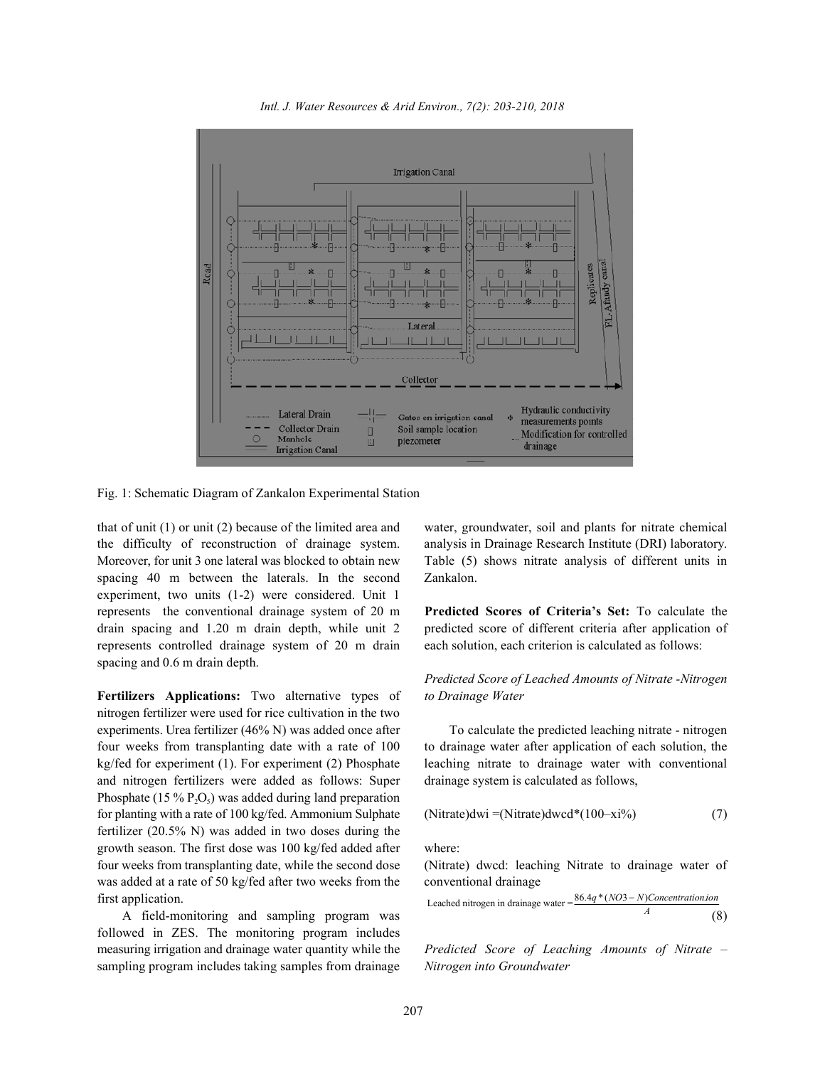Fig. 1: Schematic Diagram of Zankalon Experimental Station

that of unit (1) or unit (2) because of the limited area and the difficulty of reconstruction of drainage system. Moreover, for unit 3 one lateral was blocked to obtain new spacing 40 m between the laterals. In the second experiment, two units (1-2) were considered. Unit 1 represents the conventional drainage system of 20 m drain spacing and 1.20 m drain depth, while unit 2 represents controlled drainage system of 20 m drain spacing and 0.6 m drain depth.

**Fertilizers Applications:** Two alternative types of nitrogen fertilizer were used for rice cultivation in the two experiments. Urea fertilizer (46% N) was added once after four weeks from transplanting date with a rate of 100 kg/fed for experiment (1). For experiment (2) Phosphate and nitrogen fertilizers were added as follows: Super Phosphate (15 % $P_2O_5$) was added during land preparation for planting with a rate of 100 kg/fed. Ammonium Sulphate fertilizer (20.5% N) was added in two doses during the growth season. The first dose was 100 kg/fed added after four weeks from transplanting date, while the second dose was added at a rate of 50 kg/fed after two weeks from the first application.

A field-monitoring and sampling program was followed in ZES. The monitoring program includes measuring irrigation and drainage water quantity while the sampling program includes taking samples from drainage water, groundwater, soil and plants for nitrate chemical analysis in Drainage Research Institute (DRI) laboratory. Table (5) shows nitrate analysis of different units in Zankalon.

**Predicted Scores of Criteria's Set:** To calculate the predicted score of different criteria after application of each solution, each criterion is calculated as follows:

*Predicted Score of Leached Amounts of Nitrate -Nitrogen to Drainage Water*

To calculate the predicted leaching nitrate - nitrogen to drainage water after application of each solution, the leaching nitrate to drainage water with conventional drainage system is calculated as follows,

$$(Nitrate)dwi = (Nitrate)dwcd * (100 - xi\%) \quad (7)$$

where:

(Nitrate) dwcd: leaching Nitrate to drainage water of conventional drainage

$$\text{Leached nitrogen in drainage water} = \frac{86.4q * (NO3-N)Concentration.ion}{A} \quad (8)$$

*Predicted Score of Leaching Amounts of Nitrate – Nitrogen into Groundwater*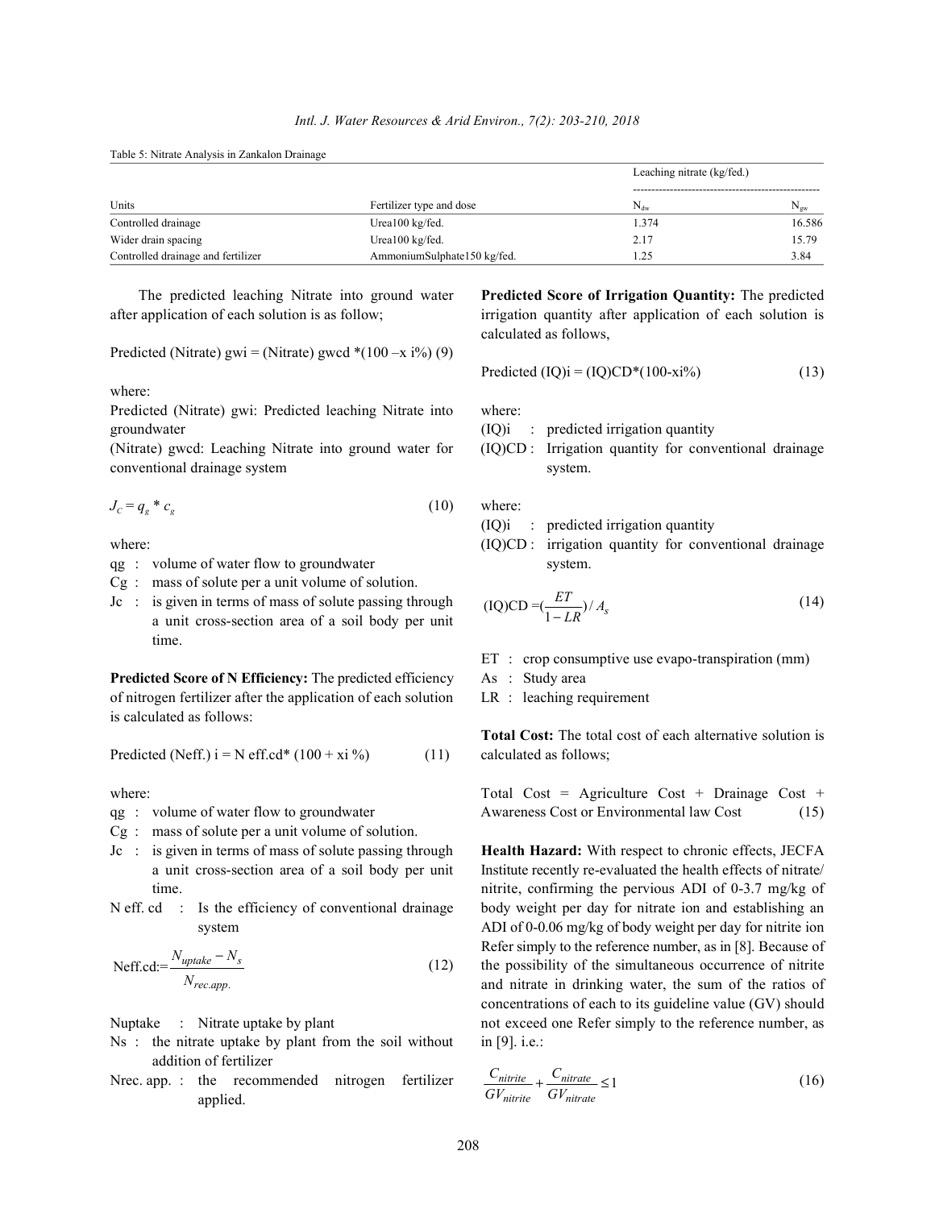Table 5: Nitrate Analysis in Zankalon Drainage

| | | Leaching nitrate (kg/fed.) | |
|---|---|---|---|
| Units | Fertilizer type and dose | $N_{dw}$ | $N_{gw}$ |
| Controlled drainage | Urea100 kg/fed. | 1.374 | 16.586 |
| Wider drain spacing | Urea100 kg/fed. | 2.17 | 15.79 |
| Controlled drainage and fertilizer | AmmoniumSulphate150 kg/fed. | 1.25 | 3.84 |

The predicted leaching Nitrate into ground water after application of each solution is as follow;

Predicted (Nitrate) gwi = (Nitrate) gwcd *(100 –x i%) (9)

where:
Predicted (Nitrate) gwi: Predicted leaching Nitrate into groundwater
(Nitrate) gwcd: Leaching Nitrate into ground water for conventional drainage system

$$J_C = q_g * c_g \tag{10}$$

where:

- qg : volume of water flow to groundwater
- Cg : mass of solute per a unit volume of solution.
- Jc : is given in terms of mass of solute passing through a unit cross-section area of a soil body per unit time.

**Predicted Score of N Efficiency:** The predicted efficiency of nitrogen fertilizer after the application of each solution is calculated as follows:

Predicted (Neff.) i = N eff.cd* (100 + xi %) (11)

where:

- qg : volume of water flow to groundwater
- Cg : mass of solute per a unit volume of solution.
- Jc : is given in terms of mass of solute passing through a unit cross-section area of a soil body per unit time.
- N eff. cd : Is the efficiency of conventional drainage system

$$\text{Neff.cd:}=\frac{N_{uptake}-N_s}{N_{rec.app.}} \tag{12}$$

- Nuptake : Nitrate uptake by plant
- Ns : the nitrate uptake by plant from the soil without addition of fertilizer
- Nrec. app. : the recommended nitrogen fertilizer applied.

**Predicted Score of Irrigation Quantity:** The predicted irrigation quantity after application of each solution is calculated as follows,

$$\text{Predicted (IQ)i} = \text{(IQ)CD}*(100\text{-xi}\%) \tag{13}$$

where:

- (IQ)i : predicted irrigation quantity
- (IQ)CD : Irrigation quantity for conventional drainage system.

where:

- (IQ)i : predicted irrigation quantity
- (IQ)CD : irrigation quantity for conventional drainage system.

$$\text{(IQ)CD} = \left(\frac{ET}{1-LR}\right)/A_s \tag{14}$$

- ET : crop consumptive use evapo-transpiration (mm)
- As : Study area
- LR : leaching requirement

**Total Cost:** The total cost of each alternative solution is calculated as follows;

Total Cost = Agriculture Cost + Drainage Cost + Awareness Cost or Environmental law Cost (15)

**Health Hazard:** With respect to chronic effects, JECFA Institute recently re-evaluated the health effects of nitrate/nitrite, confirming the pervious ADI of 0-3.7 mg/kg of body weight per day for nitrate ion and establishing an ADI of 0-0.06 mg/kg of body weight per day for nitrite ion Refer simply to the reference number, as in [8]. Because of the possibility of the simultaneous occurrence of nitrite and nitrate in drinking water, the sum of the ratios of concentrations of each to its guideline value (GV) should not exceed one Refer simply to the reference number, as in [9]. i.e.:

$$\frac{C_{nitrite}}{GV_{nitrite}}+\frac{C_{nitrate}}{GV_{nitrate}}\leq 1 \tag{16}$$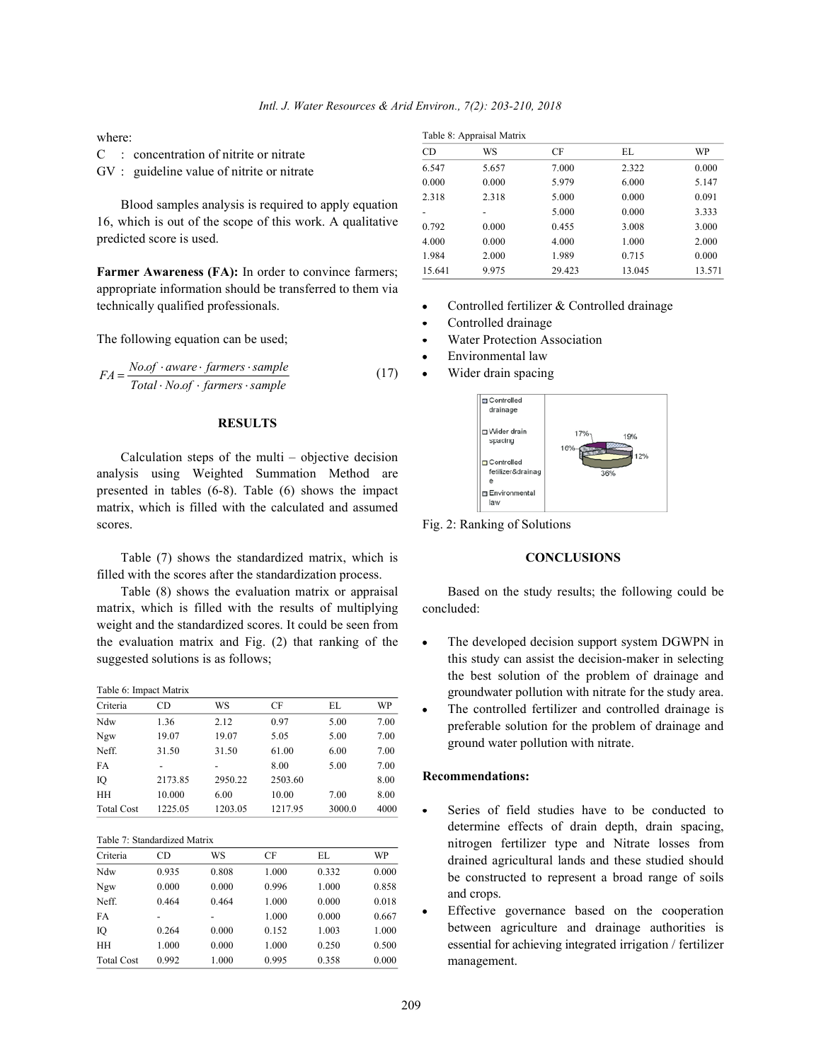where:

C : concentration of nitrite or nitrate

GV : guideline value of nitrite or nitrate

Blood samples analysis is required to apply equation 16, which is out of the scope of this work. A qualitative predicted score is used.

**Farmer Awareness (FA):** In order to convince farmers; appropriate information should be transferred to them via technically qualified professionals.

The following equation can be used;

$$FA = \frac{No.of \cdot aware \cdot farmers \cdot sample}{Total \cdot No.of \cdot farmers \cdot sample} \quad (17)$$

## RESULTS

Calculation steps of the multi – objective decision analysis using Weighted Summation Method are presented in tables (6-8). Table (6) shows the impact matrix, which is filled with the calculated and assumed scores.

Table (7) shows the standardized matrix, which is filled with the scores after the standardization process.

Table (8) shows the evaluation matrix or appraisal matrix, which is filled with the results of multiplying weight and the standardized scores. It could be seen from the evaluation matrix and Fig. (2) that ranking of the suggested solutions is as follows;

Table 6: Impact Matrix

| Criteria | CD | WS | CF | EL | WP |
|---|---|---|---|---|---|
| Ndw | 1.36 | 2.12 | 0.97 | 5.00 | 7.00 |
| Ngw | 19.07 | 19.07 | 5.05 | 5.00 | 7.00 |
| Neff. | 31.50 | 31.50 | 61.00 | 6.00 | 7.00 |
| FA | - | - | 8.00 | 5.00 | 7.00 |
| IQ | 2173.85 | 2950.22 | 2503.60 | | 8.00 |
| HH | 10.000 | 6.00 | 10.00 | 7.00 | 8.00 |
| Total Cost | 1225.05 | 1203.05 | 1217.95 | 3000.0 | 4000 |

Table 7: Standardized Matrix

| Criteria | CD | WS | CF | EL | WP |
|---|---|---|---|---|---|
| Ndw | 0.935 | 0.808 | 1.000 | 0.332 | 0.000 |
| Ngw | 0.000 | 0.000 | 0.996 | 1.000 | 0.858 |
| Neff. | 0.464 | 0.464 | 1.000 | 0.000 | 0.018 |
| FA | - | - | 1.000 | 0.000 | 0.667 |
| IQ | 0.264 | 0.000 | 0.152 | 1.003 | 1.000 |
| HH | 1.000 | 0.000 | 1.000 | 0.250 | 0.500 |
| Total Cost | 0.992 | 1.000 | 0.995 | 0.358 | 0.000 |

Table 8: Appraisal Matrix

| CD | WS | CF | EL | WP |
|---|---|---|---|---|
| 6.547 | 5.657 | 7.000 | 2.322 | 0.000 |
| 0.000 | 0.000 | 5.979 | 6.000 | 5.147 |
| 2.318 | 2.318 | 5.000 | 0.000 | 0.091 |
| - | - | 5.000 | 0.000 | 3.333 |
| 0.792 | 0.000 | 0.455 | 3.008 | 3.000 |
| 4.000 | 0.000 | 4.000 | 1.000 | 2.000 |
| 1.984 | 2.000 | 1.989 | 0.715 | 0.000 |
| 15.641 | 9.975 | 29.423 | 13.045 | 13.571 |

- Controlled fertilizer & Controlled drainage
- Controlled drainage
- Water Protection Association
- Environmental law
- Wider drain spacing

Fig. 2: Ranking of Solutions

## CONCLUSIONS

Based on the study results; the following could be concluded:

- The developed decision support system DGWPN in this study can assist the decision-maker in selecting the best solution of the problem of drainage and groundwater pollution with nitrate for the study area.
- The controlled fertilizer and controlled drainage is preferable solution for the problem of drainage and ground water pollution with nitrate.

**Recommendations:**

- Series of field studies have to be conducted to determine effects of drain depth, drain spacing, nitrogen fertilizer type and Nitrate losses from drained agricultural lands and these studied should be constructed to represent a broad range of soils and crops.
- Effective governance based on the cooperation between agriculture and drainage authorities is essential for achieving integrated irrigation / fertilizer management.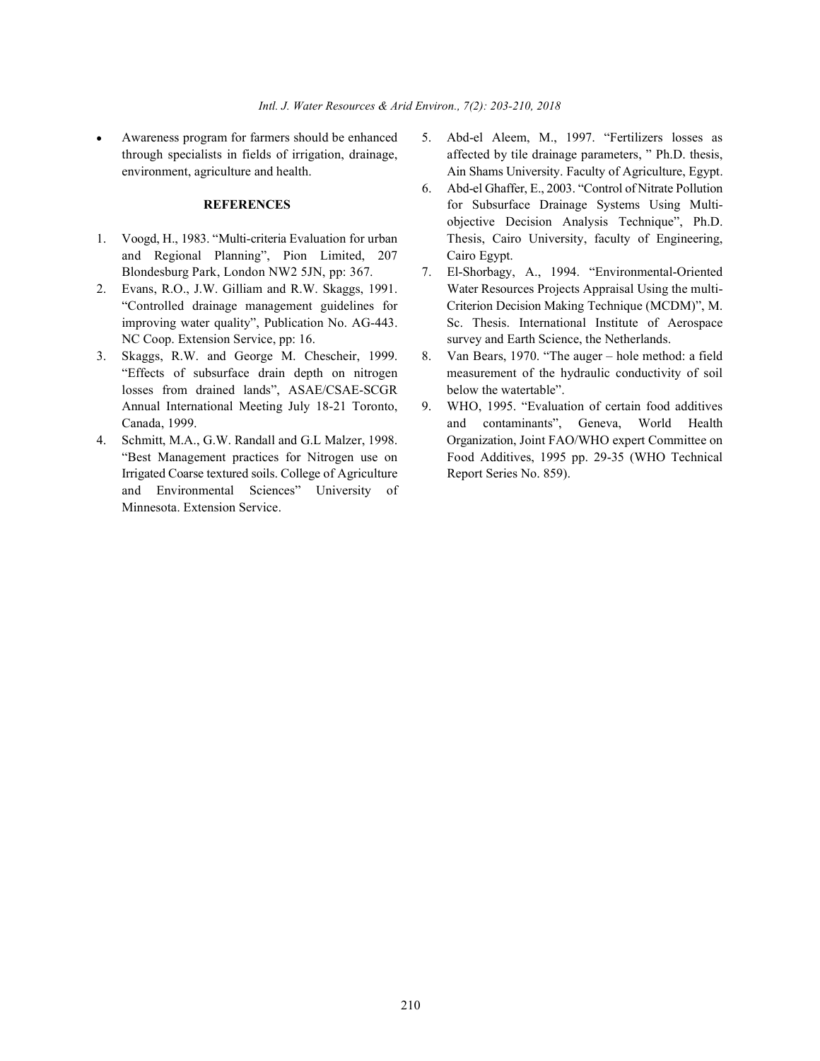- Awareness program for farmers should be enhanced through specialists in fields of irrigation, drainage, environment, agriculture and health.

## REFERENCES

1. Voogd, H., 1983. “Multi-criteria Evaluation for urban and Regional Planning”, Pion Limited, 207 Blondesburg Park, London NW2 5JN, pp: 367.
2. Evans, R.O., J.W. Gilliam and R.W. Skaggs, 1991. “Controlled drainage management guidelines for improving water quality”, Publication No. AG-443. NC Coop. Extension Service, pp: 16.
3. Skaggs, R.W. and George M. Chescheir, 1999. “Effects of subsurface drain depth on nitrogen losses from drained lands”, ASAE/CSAE-SCGR Annual International Meeting July 18-21 Toronto, Canada, 1999.
4. Schmitt, M.A., G.W. Randall and G.L Malzer, 1998. “Best Management practices for Nitrogen use on Irrigated Coarse textured soils. College of Agriculture and Environmental Sciences” University of Minnesota. Extension Service.
5. Abd-el Aleem, M., 1997. “Fertilizers losses as affected by tile drainage parameters, ” Ph.D. thesis, Ain Shams University. Faculty of Agriculture, Egypt.
6. Abd-el Ghaffer, E., 2003. “Control of Nitrate Pollution for Subsurface Drainage Systems Using Multi-objective Decision Analysis Technique”, Ph.D. Thesis, Cairo University, faculty of Engineering, Cairo Egypt.
7. El-Shorbagy, A., 1994. “Environmental-Oriented Water Resources Projects Appraisal Using the multi-Criterion Decision Making Technique (MCDM)”, M. Sc. Thesis. International Institute of Aerospace survey and Earth Science, the Netherlands.
8. Van Bears, 1970. “The auger – hole method: a field measurement of the hydraulic conductivity of soil below the watertable”.
9. WHO, 1995. “Evaluation of certain food additives and contaminants”, Geneva, World Health Organization, Joint FAO/WHO expert Committee on Food Additives, 1995 pp. 29-35 (WHO Technical Report Series No. 859).